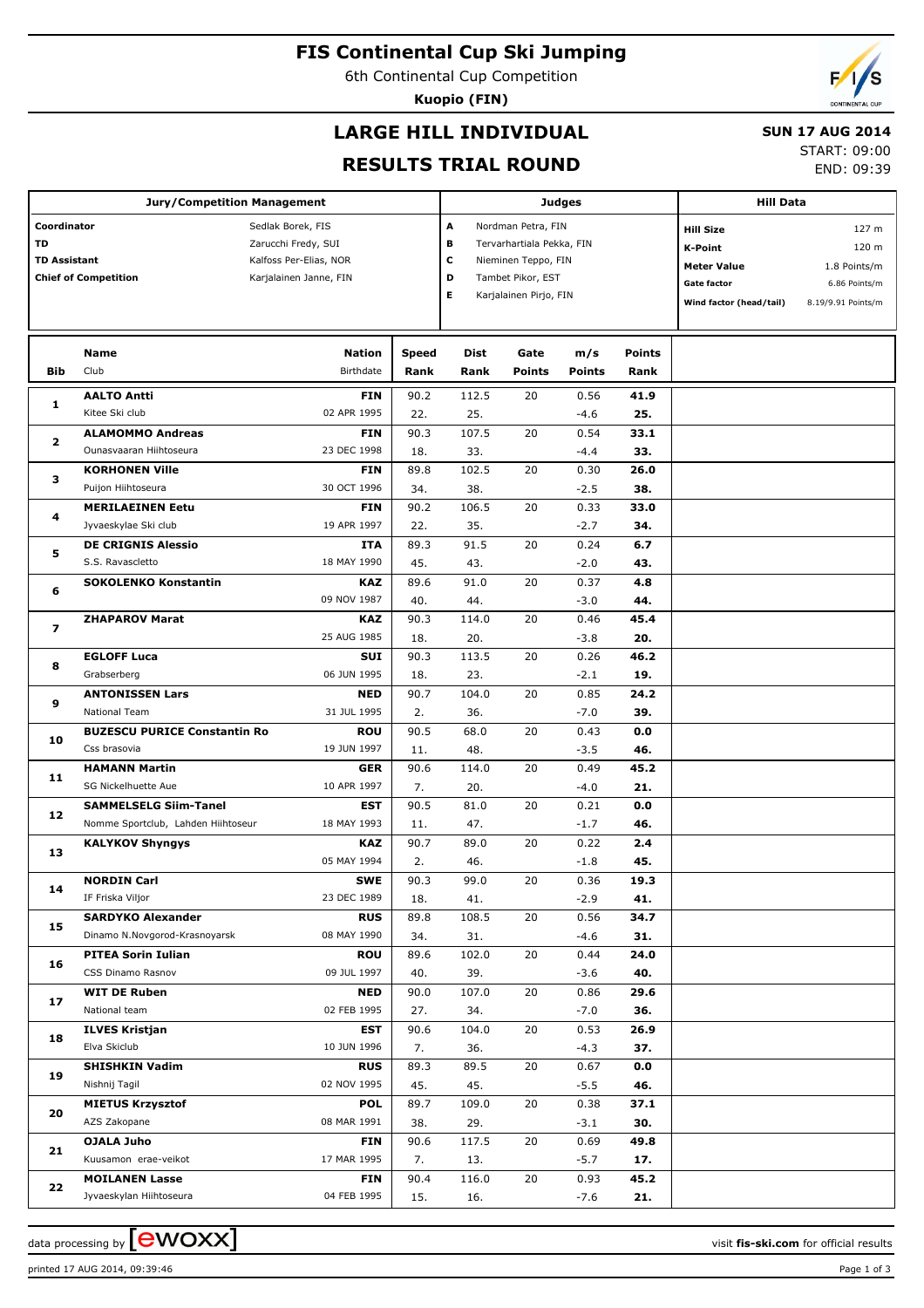# FIS Continental Cup Ski Jumping

6th Continental Cup Competition

**Kuopio (FIN)**

## LARGE HILL INDIVIDUAL

## RESULTS TRIAL ROUND

**SUN 17 AUG 2014**

START: 09:00

END: 09:39

| Jury/Competition Management | |
|---|---|
| Coordinator | Sedlak Borek, FIS |
| TD | Zarucchi Fredy, SUI |
| TD Assistant | Kalfoss Per-Elias, NOR |
| Chief of Competition | Karjalainen Janne, FIN |

| Judges | |
|---|---|
| A | Nordman Petra, FIN |
| B | Tervarhartiala Pekka, FIN |
| C | Nieminen Teppo, FIN |
| D | Tambet Pikor, EST |
| E | Karjalainen Pirjo, FIN |

| Hill Data | |
|---|---|
| Hill Size | 127 m |
| K-Point | 120 m |
| Meter Value | 1.8 Points/m |
| Gate factor | 6.86 Points/m |
| Wind factor (head/tail) | 8.19/9.91 Points/m |

| Bib | Name / Club | Nation / Birthdate | Speed / Rank | Dist / Rank | Gate / Points | m/s / Points | Points / Rank |
|---|---|---|---|---|---|---|---|
| 1 | **AALTO Antti** | **FIN** | 90.2 | 112.5 | 20 | 0.56 | **41.9** |
| | Kitee Ski club | 02 APR 1995 | 22. | 25. | | -4.6 | **25.** |
| 2 | **ALAMOMMO Andreas** | **FIN** | 90.3 | 107.5 | 20 | 0.54 | **33.1** |
| | Ounasvaaran Hiihtoseura | 23 DEC 1998 | 18. | 33. | | -4.4 | **33.** |
| 3 | **KORHONEN Ville** | **FIN** | 89.8 | 102.5 | 20 | 0.30 | **26.0** |
| | Puijon Hiihtoseura | 30 OCT 1996 | 34. | 38. | | -2.5 | **38.** |
| 4 | **MERILAEINEN Eetu** | **FIN** | 90.2 | 106.5 | 20 | 0.33 | **33.0** |
| | Jyvaeskylae Ski club | 19 APR 1997 | 22. | 35. | | -2.7 | **34.** |
| 5 | **DE CRIGNIS Alessio** | **ITA** | 89.3 | 91.5 | 20 | 0.24 | **6.7** |
| | S.S. Ravascletto | 18 MAY 1990 | 45. | 43. | | -2.0 | **43.** |
| 6 | **SOKOLENKO Konstantin** | **KAZ** | 89.6 | 91.0 | 20 | 0.37 | **4.8** |
| | | 09 NOV 1987 | 40. | 44. | | -3.0 | **44.** |
| 7 | **ZHAPAROV Marat** | **KAZ** | 90.3 | 114.0 | 20 | 0.46 | **45.4** |
| | | 25 AUG 1985 | 18. | 20. | | -3.8 | **20.** |
| 8 | **EGLOFF Luca** | **SUI** | 90.3 | 113.5 | 20 | 0.26 | **46.2** |
| | Grabserberg | 06 JUN 1995 | 18. | 23. | | -2.1 | **19.** |
| 9 | **ANTONISSEN Lars** | **NED** | 90.7 | 104.0 | 20 | 0.85 | **24.2** |
| | National Team | 31 JUL 1995 | 2. | 36. | | -7.0 | **39.** |
| 10 | **BUZESCU PURICE Constantin Ro** | **ROU** | 90.5 | 68.0 | 20 | 0.43 | **0.0** |
| | Css brasovia | 19 JUN 1997 | 11. | 48. | | -3.5 | **46.** |
| 11 | **HAMANN Martin** | **GER** | 90.6 | 114.0 | 20 | 0.49 | **45.2** |
| | SG Nickelhuette Aue | 10 APR 1997 | 7. | 20. | | -4.0 | **21.** |
| 12 | **SAMMELSELG Siim-Tanel** | **EST** | 90.5 | 81.0 | 20 | 0.21 | **0.0** |
| | Nomme Sportclub, Lahden Hiihtoseur | 18 MAY 1993 | 11. | 47. | | -1.7 | **46.** |
| 13 | **KALYKOV Shyngys** | **KAZ** | 90.7 | 89.0 | 20 | 0.22 | **2.4** |
| | | 05 MAY 1994 | 2. | 46. | | -1.8 | **45.** |
| 14 | **NORDIN Carl** | **SWE** | 90.3 | 99.0 | 20 | 0.36 | **19.3** |
| | IF Friska Viljor | 23 DEC 1989 | 18. | 41. | | -2.9 | **41.** |
| 15 | **SARDYKO Alexander** | **RUS** | 89.8 | 108.5 | 20 | 0.56 | **34.7** |
| | Dinamo N.Novgorod-Krasnoyarsk | 08 MAY 1990 | 34. | 31. | | -4.6 | **31.** |
| 16 | **PITEA Sorin Iulian** | **ROU** | 89.6 | 102.0 | 20 | 0.44 | **24.0** |
| | CSS Dinamo Rasnov | 09 JUL 1997 | 40. | 39. | | -3.6 | **40.** |
| 17 | **WIT DE Ruben** | **NED** | 90.0 | 107.0 | 20 | 0.86 | **29.6** |
| | National team | 02 FEB 1995 | 27. | 34. | | -7.0 | **36.** |
| 18 | **ILVES Kristjan** | **EST** | 90.6 | 104.0 | 20 | 0.53 | **26.9** |
| | Elva Skiclub | 10 JUN 1996 | 7. | 36. | | -4.3 | **37.** |
| 19 | **SHISHKIN Vadim** | **RUS** | 89.3 | 89.5 | 20 | 0.67 | **0.0** |
| | Nishnij Tagil | 02 NOV 1995 | 45. | 45. | | -5.5 | **46.** |
| 20 | **MIETUS Krzysztof** | **POL** | 89.7 | 109.0 | 20 | 0.38 | **37.1** |
| | AZS Zakopane | 08 MAR 1991 | 38. | 29. | | -3.1 | **30.** |
| 21 | **OJALA Juho** | **FIN** | 90.6 | 117.5 | 20 | 0.69 | **49.8** |
| | Kuusamon erae-veikot | 17 MAR 1995 | 7. | 13. | | -5.7 | **17.** |
| 22 | **MOILANEN Lasse** | **FIN** | 90.4 | 116.0 | 20 | 0.93 | **45.2** |
| | Jyvaeskylan Hiihtoseura | 04 FEB 1995 | 15. | 16. | | -7.6 | **21.** |

data processing by ewoxx — visit fis-ski.com for official results

printed 17 AUG 2014, 09:39:46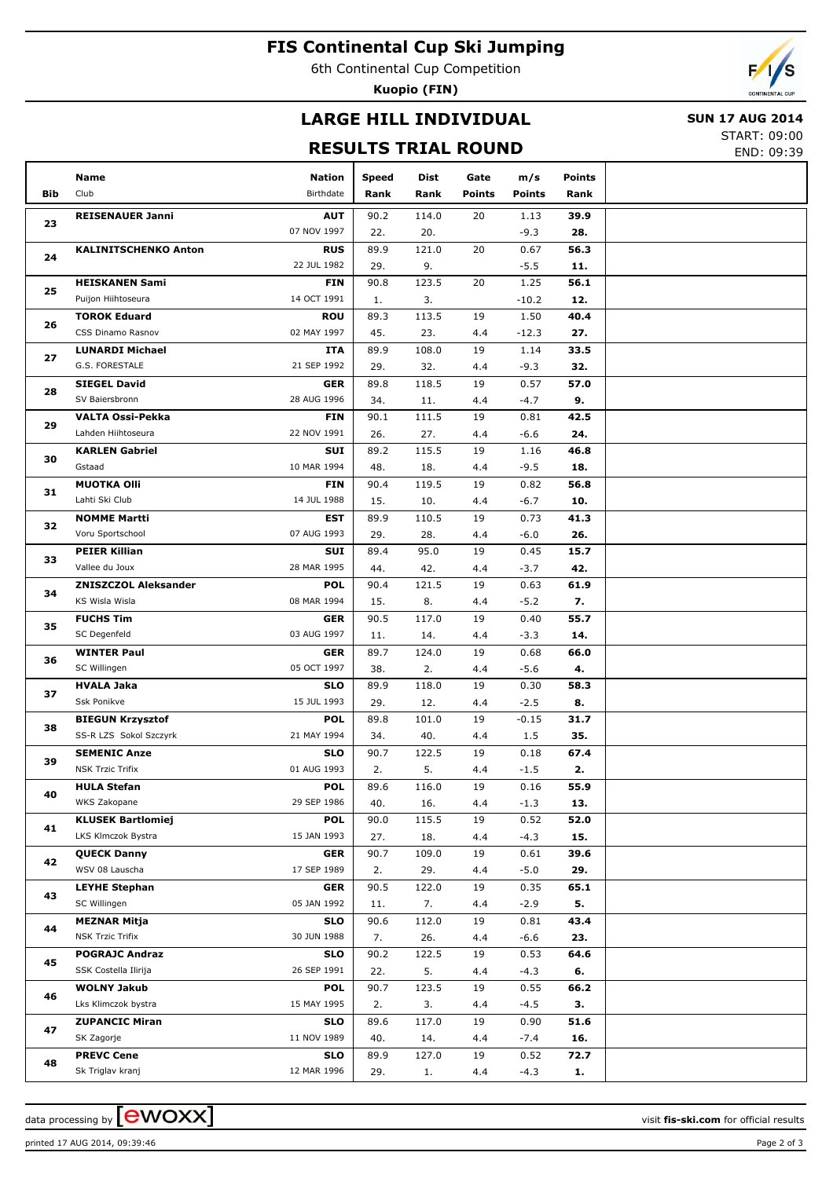# FIS Continental Cup Ski Jumping

6th Continental Cup Competition

**Kuopio (FIN)**

## LARGE HILL INDIVIDUAL

## RESULTS TRIAL ROUND

**SUN 17 AUG 2014**

START: 09:00

END: 09:39

| Bib | Name / Club | Nation / Birthdate | Speed / Rank | Dist / Rank | Gate / Points | m/s / Points | Points / Rank |
|---|---|---|---|---|---|---|---|
| 23 | **REISENAUER Janni** | **AUT** | 90.2 | 114.0 | 20 | 1.13 | **39.9** |
| | | 07 NOV 1997 | 22. | 20. | | -9.3 | **28.** |
| 24 | **KALINITSCHENKO Anton** | **RUS** | 89.9 | 121.0 | 20 | 0.67 | **56.3** |
| | | 22 JUL 1982 | 29. | 9. | | -5.5 | **11.** |
| 25 | **HEISKANEN Sami** | **FIN** | 90.8 | 123.5 | 20 | 1.25 | **56.1** |
| | Puijon Hiihtoseura | 14 OCT 1991 | 1. | 3. | | -10.2 | **12.** |
| 26 | **TOROK Eduard** | **ROU** | 89.3 | 113.5 | 19 | 1.50 | **40.4** |
| | CSS Dinamo Rasnov | 02 MAY 1997 | 45. | 23. | 4.4 | -12.3 | **27.** |
| 27 | **LUNARDI Michael** | **ITA** | 89.9 | 108.0 | 19 | 1.14 | **33.5** |
| | G.S. FORESTALE | 21 SEP 1992 | 29. | 32. | 4.4 | -9.3 | **32.** |
| 28 | **SIEGEL David** | **GER** | 89.8 | 118.5 | 19 | 0.57 | **57.0** |
| | SV Baiersbronn | 28 AUG 1996 | 34. | 11. | 4.4 | -4.7 | **9.** |
| 29 | **VALTA Ossi-Pekka** | **FIN** | 90.1 | 111.5 | 19 | 0.81 | **42.5** |
| | Lahden Hiihtoseura | 22 NOV 1991 | 26. | 27. | 4.4 | -6.6 | **24.** |
| 30 | **KARLEN Gabriel** | **SUI** | 89.2 | 115.5 | 19 | 1.16 | **46.8** |
| | Gstaad | 10 MAR 1994 | 48. | 18. | 4.4 | -9.5 | **18.** |
| 31 | **MUOTKA Olli** | **FIN** | 90.4 | 119.5 | 19 | 0.82 | **56.8** |
| | Lahti Ski Club | 14 JUL 1988 | 15. | 10. | 4.4 | -6.7 | **10.** |
| 32 | **NOMME Martti** | **EST** | 89.9 | 110.5 | 19 | 0.73 | **41.3** |
| | Voru Sportschool | 07 AUG 1993 | 29. | 28. | 4.4 | -6.0 | **26.** |
| 33 | **PEIER Killian** | **SUI** | 89.4 | 95.0 | 19 | 0.45 | **15.7** |
| | Vallee du Joux | 28 MAR 1995 | 44. | 42. | 4.4 | -3.7 | **42.** |
| 34 | **ZNISZCZOL Aleksander** | **POL** | 90.4 | 121.5 | 19 | 0.63 | **61.9** |
| | KS Wisla Wisla | 08 MAR 1994 | 15. | 8. | 4.4 | -5.2 | **7.** |
| 35 | **FUCHS Tim** | **GER** | 90.5 | 117.0 | 19 | 0.40 | **55.7** |
| | SC Degenfeld | 03 AUG 1997 | 11. | 14. | 4.4 | -3.3 | **14.** |
| 36 | **WINTER Paul** | **GER** | 89.7 | 124.0 | 19 | 0.68 | **66.0** |
| | SC Willingen | 05 OCT 1997 | 38. | 2. | 4.4 | -5.6 | **4.** |
| 37 | **HVALA Jaka** | **SLO** | 89.9 | 118.0 | 19 | 0.30 | **58.3** |
| | Ssk Ponikve | 15 JUL 1993 | 29. | 12. | 4.4 | -2.5 | **8.** |
| 38 | **BIEGUN Krzysztof** | **POL** | 89.8 | 101.0 | 19 | -0.15 | **31.7** |
| | SS-R LZS Sokol Szczyrk | 21 MAY 1994 | 34. | 40. | 4.4 | 1.5 | **35.** |
| 39 | **SEMENIC Anze** | **SLO** | 90.7 | 122.5 | 19 | 0.18 | **67.4** |
| | NSK Trzic Trifix | 01 AUG 1993 | 2. | 5. | 4.4 | -1.5 | **2.** |
| 40 | **HULA Stefan** | **POL** | 89.6 | 116.0 | 19 | 0.16 | **55.9** |
| | WKS Zakopane | 29 SEP 1986 | 40. | 16. | 4.4 | -1.3 | **13.** |
| 41 | **KLUSEK Bartlomiej** | **POL** | 90.0 | 115.5 | 19 | 0.52 | **52.0** |
| | LKS Klmczok Bystra | 15 JAN 1993 | 27. | 18. | 4.4 | -4.3 | **15.** |
| 42 | **QUECK Danny** | **GER** | 90.7 | 109.0 | 19 | 0.61 | **39.6** |
| | WSV 08 Lauscha | 17 SEP 1989 | 2. | 29. | 4.4 | -5.0 | **29.** |
| 43 | **LEYHE Stephan** | **GER** | 90.5 | 122.0 | 19 | 0.35 | **65.1** |
| | SC Willingen | 05 JAN 1992 | 11. | 7. | 4.4 | -2.9 | **5.** |
| 44 | **MEZNAR Mitja** | **SLO** | 90.6 | 112.0 | 19 | 0.81 | **43.4** |
| | NSK Trzic Trifix | 30 JUN 1988 | 7. | 26. | 4.4 | -6.6 | **23.** |
| 45 | **POGRAJC Andraz** | **SLO** | 90.2 | 122.5 | 19 | 0.53 | **64.6** |
| | SSK Costella Ilirija | 26 SEP 1991 | 22. | 5. | 4.4 | -4.3 | **6.** |
| 46 | **WOLNY Jakub** | **POL** | 90.7 | 123.5 | 19 | 0.55 | **66.2** |
| | Lks Klimczok bystra | 15 MAY 1995 | 2. | 3. | 4.4 | -4.5 | **3.** |
| 47 | **ZUPANCIC Miran** | **SLO** | 89.6 | 117.0 | 19 | 0.90 | **51.6** |
| | SK Zagorje | 11 NOV 1989 | 40. | 14. | 4.4 | -7.4 | **16.** |
| 48 | **PREVC Cene** | **SLO** | 89.9 | 127.0 | 19 | 0.52 | **72.7** |
| | Sk Triglav kranj | 12 MAR 1996 | 29. | 1. | 4.4 | -4.3 | **1.** |

data processing by ewoxx — visit **fis-ski.com** for official results

printed 17 AUG 2014, 09:39:46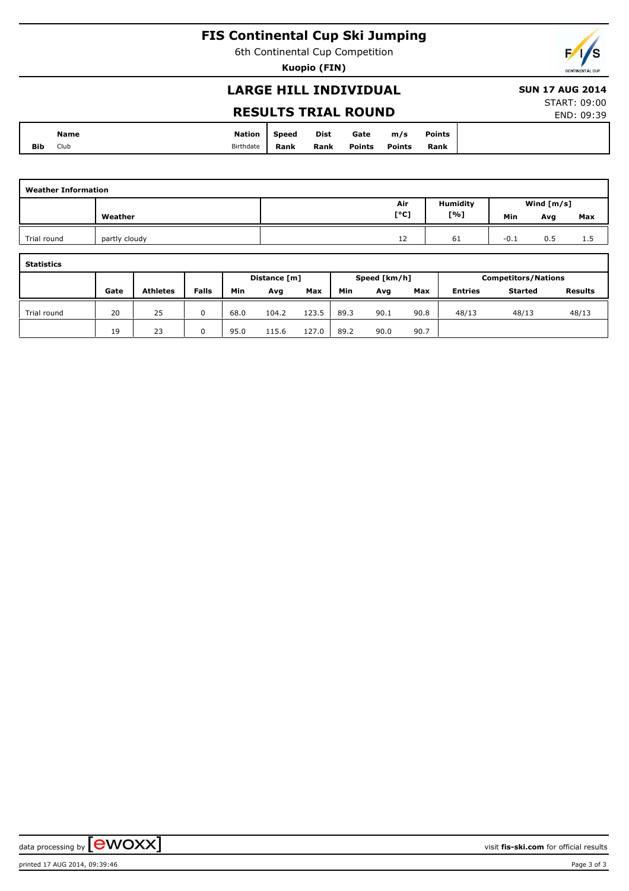# FIS Continental Cup Ski Jumping

6th Continental Cup Competition

**Kuopio (FIN)**

## LARGE HILL INDIVIDUAL

**SUN 17 AUG 2014**

START: 09:00

END: 09:39

## RESULTS TRIAL ROUND

| Bib | Name / Club | Nation / Birthdate | Speed / Rank | Dist / Rank | Gate / Points | m/s / Points | Points / Rank |
|---|---|---|---|---|---|---|---|

| Weather Information | | | | | | |
|---|---|---|---|---|---|---|
| | Weather | Air [°C] | Humidity [%] | Wind [m/s] | | |
| | | | | Min | Avg | Max |
| Trial round | partly cloudy | 12 | 61 | -0.1 | 0.5 | 1.5 |

| Statistics | | | | | | | | | | | | |
|---|---|---|---|---|---|---|---|---|---|---|---|---|
| | Gate | Athletes | Falls | Distance [m] | | | Speed [km/h] | | | Competitors/Nations | | |
| | | | | Min | Avg | Max | Min | Avg | Max | Entries | Started | Results |
| Trial round | 20 | 25 | 0 | 68.0 | 104.2 | 123.5 | 89.3 | 90.1 | 90.8 | 48/13 | 48/13 | 48/13 |
| | 19 | 23 | 0 | 95.0 | 115.6 | 127.0 | 89.2 | 90.0 | 90.7 | | | |

data processing by [ewoxx]

visit **fis-ski.com** for official results

printed 17 AUG 2014, 09:39:46